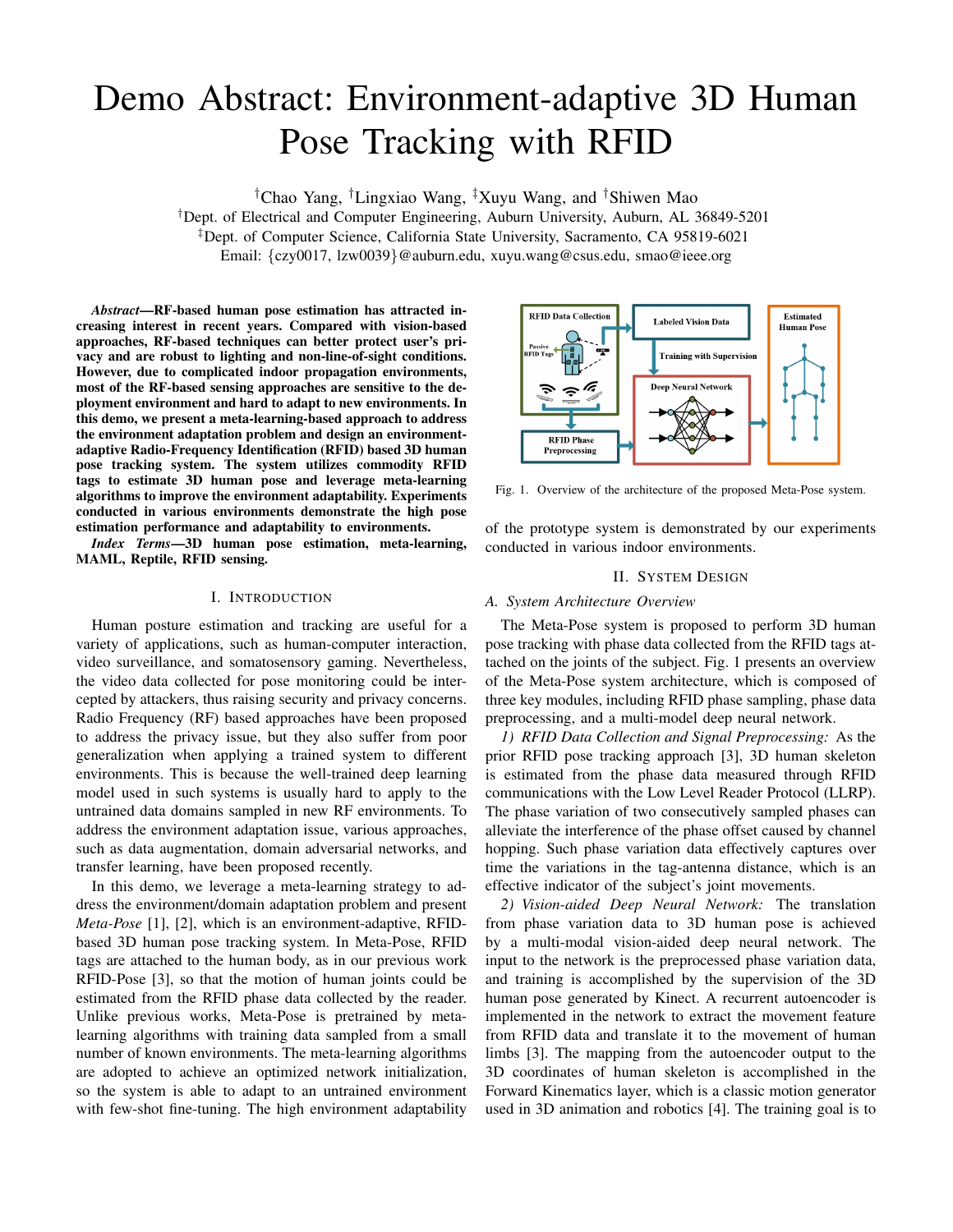# Demo Abstract: Environment-adaptive 3D Human Pose Tracking with RFID

†Chao Yang, †Lingxiao Wang, ‡Xuyu Wang, and †Shiwen Mao

†Dept. of Electrical and Computer Engineering, Auburn University, Auburn, AL 36849-5201

‡Dept. of Computer Science, California State University, Sacramento, CA 95819-6021

Email: {czy0017, lzw0039}@auburn.edu, xuyu.wang@csus.edu, smao@ieee.org

***Abstract*—RF-based human pose estimation has attracted increasing interest in recent years. Compared with vision-based approaches, RF-based techniques can better protect user's privacy and are robust to lighting and non-line-of-sight conditions. However, due to complicated indoor propagation environments, most of the RF-based sensing approaches are sensitive to the deployment environment and hard to adapt to new environments. In this demo, we present a meta-learning-based approach to address the environment adaptation problem and design an environment-adaptive Radio-Frequency Identification (RFID) based 3D human pose tracking system. The system utilizes commodity RFID tags to estimate 3D human pose and leverage meta-learning algorithms to improve the environment adaptability. Experiments conducted in various environments demonstrate the high pose estimation performance and adaptability to environments.**

***Index Terms*—3D human pose estimation, meta-learning, MAML, Reptile, RFID sensing.**

## I. Introduction

Human posture estimation and tracking are useful for a variety of applications, such as human-computer interaction, video surveillance, and somatosensory gaming. Nevertheless, the video data collected for pose monitoring could be intercepted by attackers, thus raising security and privacy concerns. Radio Frequency (RF) based approaches have been proposed to address the privacy issue, but they also suffer from poor generalization when applying a trained system to different environments. This is because the well-trained deep learning model used in such systems is usually hard to apply to the untrained data domains sampled in new RF environments. To address the environment adaptation issue, various approaches, such as data augmentation, domain adversarial networks, and transfer learning, have been proposed recently.

In this demo, we leverage a meta-learning strategy to address the environment/domain adaptation problem and present *Meta-Pose* [1], [2], which is an environment-adaptive, RFID-based 3D human pose tracking system. In Meta-Pose, RFID tags are attached to the human body, as in our previous work RFID-Pose [3], so that the motion of human joints could be estimated from the RFID phase data collected by the reader. Unlike previous works, Meta-Pose is pretrained by meta-learning algorithms with training data sampled from a small number of known environments. The meta-learning algorithms are adopted to achieve an optimized network initialization, so the system is able to adapt to an untrained environment with few-shot fine-tuning. The high environment adaptability of the prototype system is demonstrated by our experiments conducted in various indoor environments.

Fig. 1. Overview of the architecture of the proposed Meta-Pose system.

## II. System Design

### A. System Architecture Overview

The Meta-Pose system is proposed to perform 3D human pose tracking with phase data collected from the RFID tags attached on the joints of the subject. Fig. 1 presents an overview of the Meta-Pose system architecture, which is composed of three key modules, including RFID phase sampling, phase data preprocessing, and a multi-model deep neural network.

*1) RFID Data Collection and Signal Preprocessing:* As the prior RFID pose tracking approach [3], 3D human skeleton is estimated from the phase data measured through RFID communications with the Low Level Reader Protocol (LLRP). The phase variation of two consecutively sampled phases can alleviate the interference of the phase offset caused by channel hopping. Such phase variation data effectively captures over time the variations in the tag-antenna distance, which is an effective indicator of the subject's joint movements.

*2) Vision-aided Deep Neural Network:* The translation from phase variation data to 3D human pose is achieved by a multi-modal vision-aided deep neural network. The input to the network is the preprocessed phase variation data, and training is accomplished by the supervision of the 3D human pose generated by Kinect. A recurrent autoencoder is implemented in the network to extract the movement feature from RFID data and translate it to the movement of human limbs [3]. The mapping from the autoencoder output to the 3D coordinates of human skeleton is accomplished in the Forward Kinematics layer, which is a classic motion generator used in 3D animation and robotics [4]. The training goal is to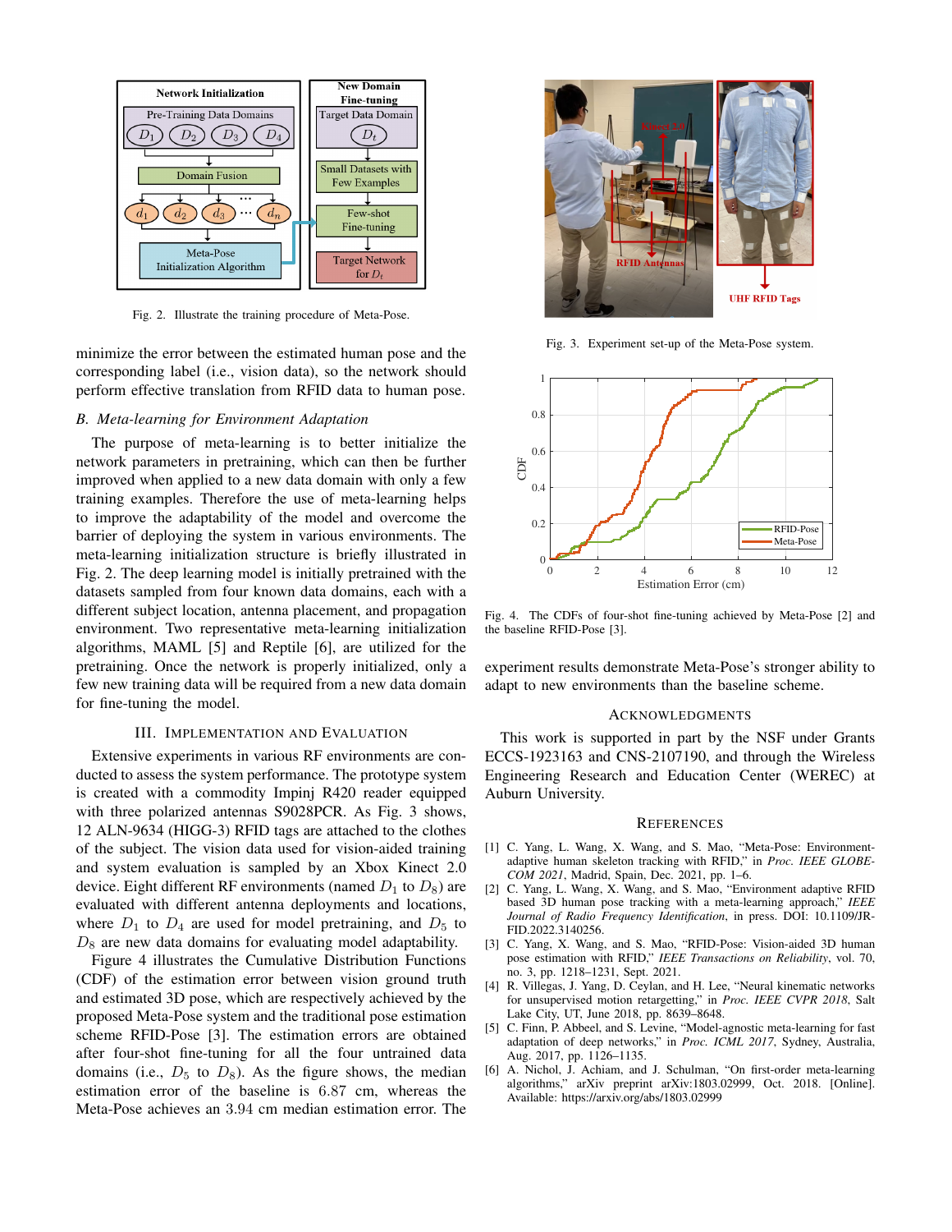Network Initialization

Pre-Training Data Domains

$D_1$ $D_2$ $D_3$ $D_4$

Domain Fusion

$d_1$ $d_2$ $d_3$ ··· $d_n$

Meta-Pose Initialization Algorithm

New Domain Fine-tuning

Target Data Domain

$D_t$

Small Datasets with Few Examples

Few-shot Fine-tuning

Target Network for $D_t$

Fig. 2. Illustrate the training procedure of Meta-Pose.

minimize the error between the estimated human pose and the corresponding label (i.e., vision data), so the network should perform effective translation from RFID data to human pose.

### B. Meta-learning for Environment Adaptation

The purpose of meta-learning is to better initialize the network parameters in pretraining, which can then be further improved when applied to a new data domain with only a few training examples. Therefore the use of meta-learning helps to improve the adaptability of the model and overcome the barrier of deploying the system in various environments. The meta-learning initialization structure is briefly illustrated in Fig. 2. The deep learning model is initially pretrained with the datasets sampled from four known data domains, each with a different subject location, antenna placement, and propagation environment. Two representative meta-learning initialization algorithms, MAML [5] and Reptile [6], are utilized for the pretraining. Once the network is properly initialized, only a few new training data will be required from a new data domain for fine-tuning the model.

## III. Implementation and Evaluation

Extensive experiments in various RF environments are conducted to assess the system performance. The prototype system is created with a commodity Impinj R420 reader equipped with three polarized antennas S9028PCR. As Fig. 3 shows, 12 ALN-9634 (HIGG-3) RFID tags are attached to the clothes of the subject. The vision data used for vision-aided training and system evaluation is sampled by an Xbox Kinect 2.0 device. Eight different RF environments (named $D_1$ to $D_8$) are evaluated with different antenna deployments and locations, where $D_1$ to $D_4$ are used for model pretraining, and $D_5$ to $D_8$ are new data domains for evaluating model adaptability.

Figure 4 illustrates the Cumulative Distribution Functions (CDF) of the estimation error between vision ground truth and estimated 3D pose, which are respectively achieved by the proposed Meta-Pose system and the traditional pose estimation scheme RFID-Pose [3]. The estimation errors are obtained after four-shot fine-tuning for all the four untrained data domains (i.e., $D_5$ to $D_8$). As the figure shows, the median estimation error of the baseline is 6.87 cm, whereas the Meta-Pose achieves an 3.94 cm median estimation error. The experiment results demonstrate Meta-Pose's stronger ability to adapt to new environments than the baseline scheme.

Kinect 2.0

RFID Antennas

UHF RFID Tags

Fig. 3. Experiment set-up of the Meta-Pose system.

CDF

Estimation Error (cm)

0 2 4 6 8 10 12

0 0.2 0.4 0.6 0.8 1

RFID-Pose
Meta-Pose

Fig. 4. The CDFs of four-shot fine-tuning achieved by Meta-Pose [2] and the baseline RFID-Pose [3].

## Acknowledgments

This work is supported in part by the NSF under Grants ECCS-1923163 and CNS-2107190, and through the Wireless Engineering Research and Education Center (WEREC) at Auburn University.

## References

[1] C. Yang, L. Wang, X. Wang, and S. Mao, "Meta-Pose: Environment-adaptive human skeleton tracking with RFID," in *Proc. IEEE GLOBECOM 2021*, Madrid, Spain, Dec. 2021, pp. 1–6.

[2] C. Yang, L. Wang, X. Wang, and S. Mao, "Environment adaptive RFID based 3D human pose tracking with a meta-learning approach," *IEEE Journal of Radio Frequency Identification*, in press. DOI: 10.1109/JRFID.2022.3140256.

[3] C. Yang, X. Wang, and S. Mao, "RFID-Pose: Vision-aided 3D human pose estimation with RFID," *IEEE Transactions on Reliability*, vol. 70, no. 3, pp. 1218–1231, Sept. 2021.

[4] R. Villegas, J. Yang, D. Ceylan, and H. Lee, "Neural kinematic networks for unsupervised motion retargetting," in *Proc. IEEE CVPR 2018*, Salt Lake City, UT, June 2018, pp. 8639–8648.

[5] C. Finn, P. Abbeel, and S. Levine, "Model-agnostic meta-learning for fast adaptation of deep networks," in *Proc. ICML 2017*, Sydney, Australia, Aug. 2017, pp. 1126–1135.

[6] A. Nichol, J. Achiam, and J. Schulman, "On first-order meta-learning algorithms," arXiv preprint arXiv:1803.02999, Oct. 2018. [Online]. Available: https://arxiv.org/abs/1803.02999